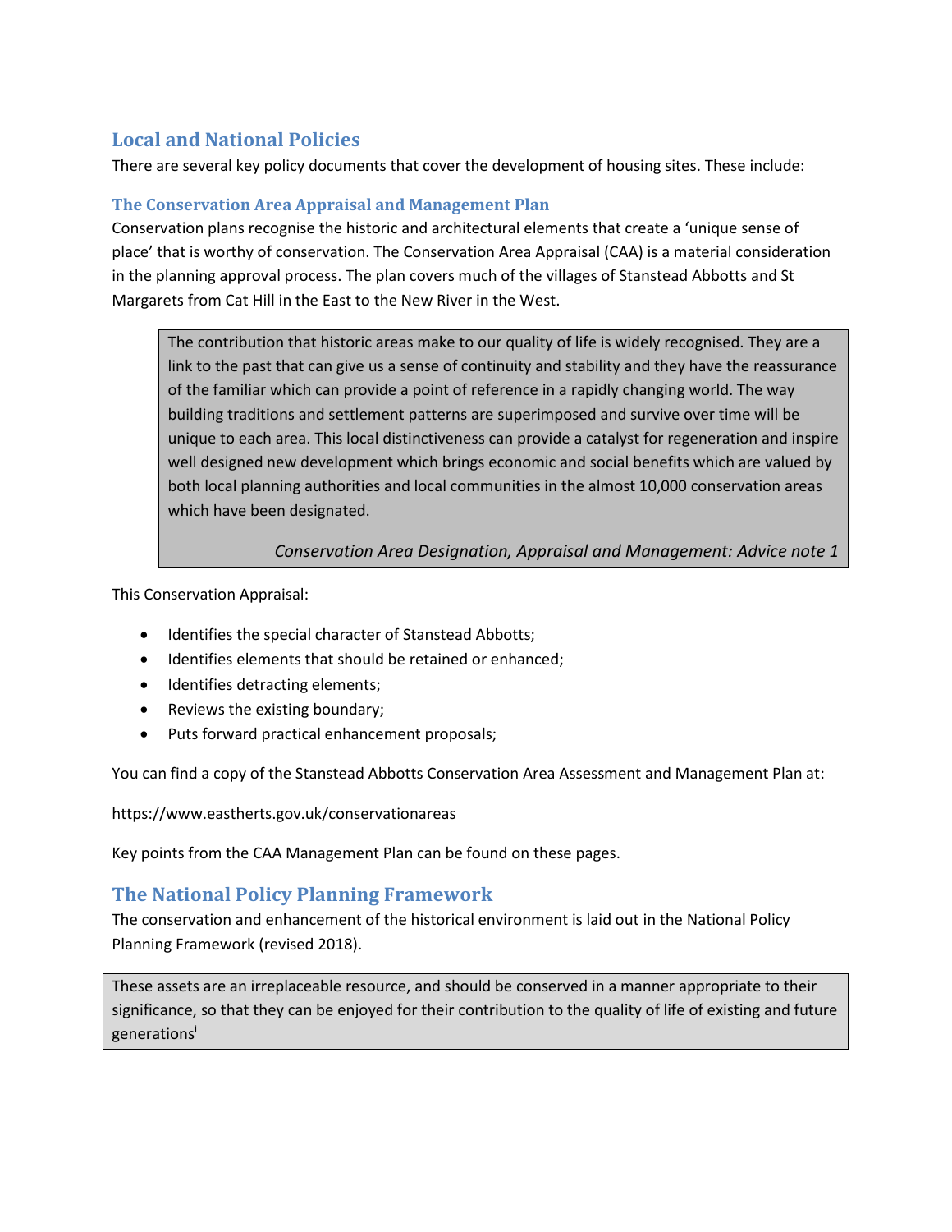## Local and National Policies

There are several key policy documents that cover the development of housing sites. These include:

### The Conservation Area Appraisal and Management Plan

Conservation plans recognise the historic and architectural elements that create a 'unique sense of place' that is worthy of conservation. The Conservation Area Appraisal (CAA) is a material consideration in the planning approval process. The plan covers much of the villages of Stanstead Abbotts and St Margarets from Cat Hill in the East to the New River in the West.

> The contribution that historic areas make to our quality of life is widely recognised. They are a link to the past that can give us a sense of continuity and stability and they have the reassurance of the familiar which can provide a point of reference in a rapidly changing world. The way building traditions and settlement patterns are superimposed and survive over time will be unique to each area. This local distinctiveness can provide a catalyst for regeneration and inspire well designed new development which brings economic and social benefits which are valued by both local planning authorities and local communities in the almost 10,000 conservation areas which have been designated.
>
> *Conservation Area Designation, Appraisal and Management: Advice note 1*

This Conservation Appraisal:

- Identifies the special character of Stanstead Abbotts;
- Identifies elements that should be retained or enhanced;
- Identifies detracting elements;
- Reviews the existing boundary;
- Puts forward practical enhancement proposals;

You can find a copy of the Stanstead Abbotts Conservation Area Assessment and Management Plan at:

https://www.eastherts.gov.uk/conservationareas

Key points from the CAA Management Plan can be found on these pages.

## The National Policy Planning Framework

The conservation and enhancement of the historical environment is laid out in the National Policy Planning Framework (revised 2018).

> These assets are an irreplaceable resource, and should be conserved in a manner appropriate to their significance, so that they can be enjoyed for their contribution to the quality of life of existing and future generations[i]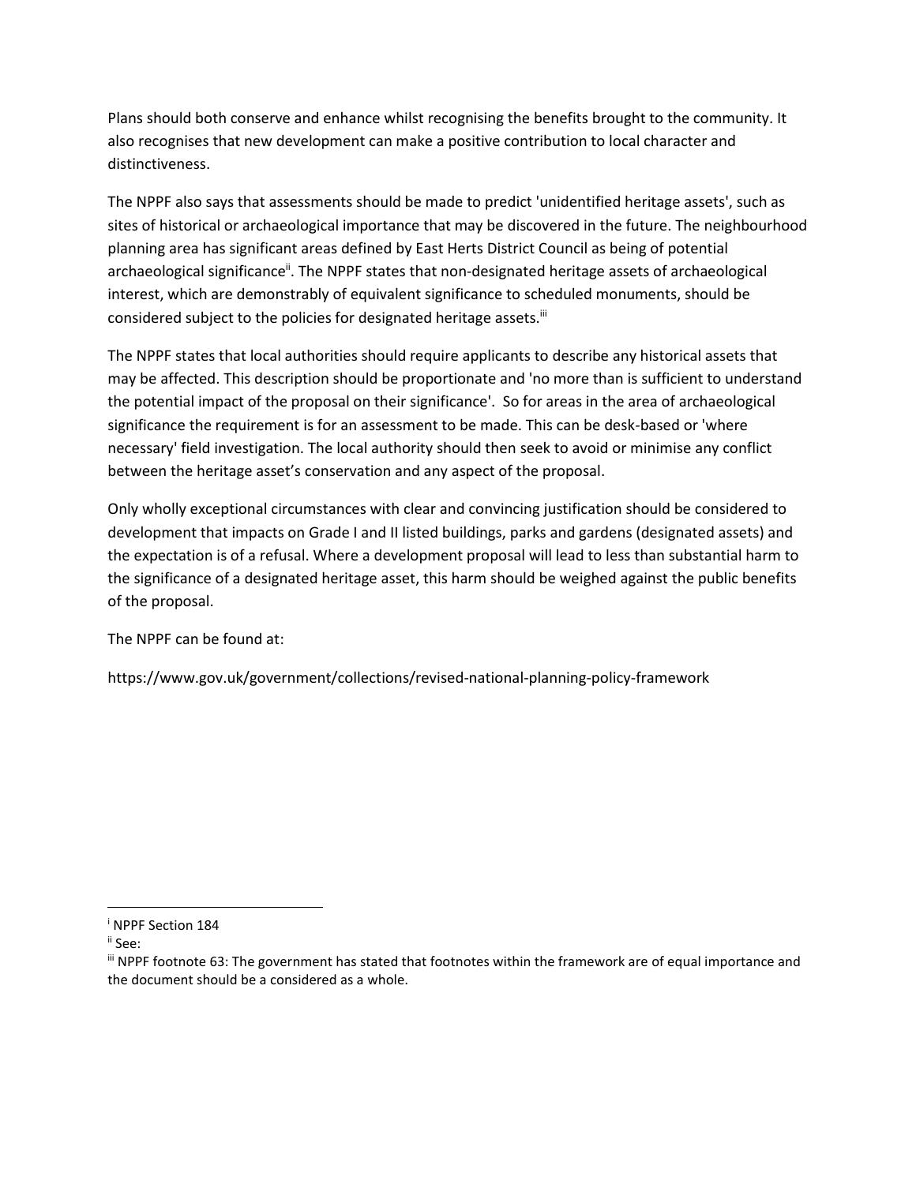Plans should both conserve and enhance whilst recognising the benefits brought to the community. It also recognises that new development can make a positive contribution to local character and distinctiveness.

The NPPF also says that assessments should be made to predict 'unidentified heritage assets', such as sites of historical or archaeological importance that may be discovered in the future. The neighbourhood planning area has significant areas defined by East Herts District Council as being of potential archaeological significance[ii]. The NPPF states that non-designated heritage assets of archaeological interest, which are demonstrably of equivalent significance to scheduled monuments, should be considered subject to the policies for designated heritage assets.[iii]

The NPPF states that local authorities should require applicants to describe any historical assets that may be affected. This description should be proportionate and 'no more than is sufficient to understand the potential impact of the proposal on their significance'. So for areas in the area of archaeological significance the requirement is for an assessment to be made. This can be desk-based or 'where necessary' field investigation. The local authority should then seek to avoid or minimise any conflict between the heritage asset's conservation and any aspect of the proposal.

Only wholly exceptional circumstances with clear and convincing justification should be considered to development that impacts on Grade I and II listed buildings, parks and gardens (designated assets) and the expectation is of a refusal. Where a development proposal will lead to less than substantial harm to the significance of a designated heritage asset, this harm should be weighed against the public benefits of the proposal.

The NPPF can be found at:

https://www.gov.uk/government/collections/revised-national-planning-policy-framework

---

[i] NPPF Section 184

[ii] See:

[iii] NPPF footnote 63: The government has stated that footnotes within the framework are of equal importance and the document should be a considered as a whole.